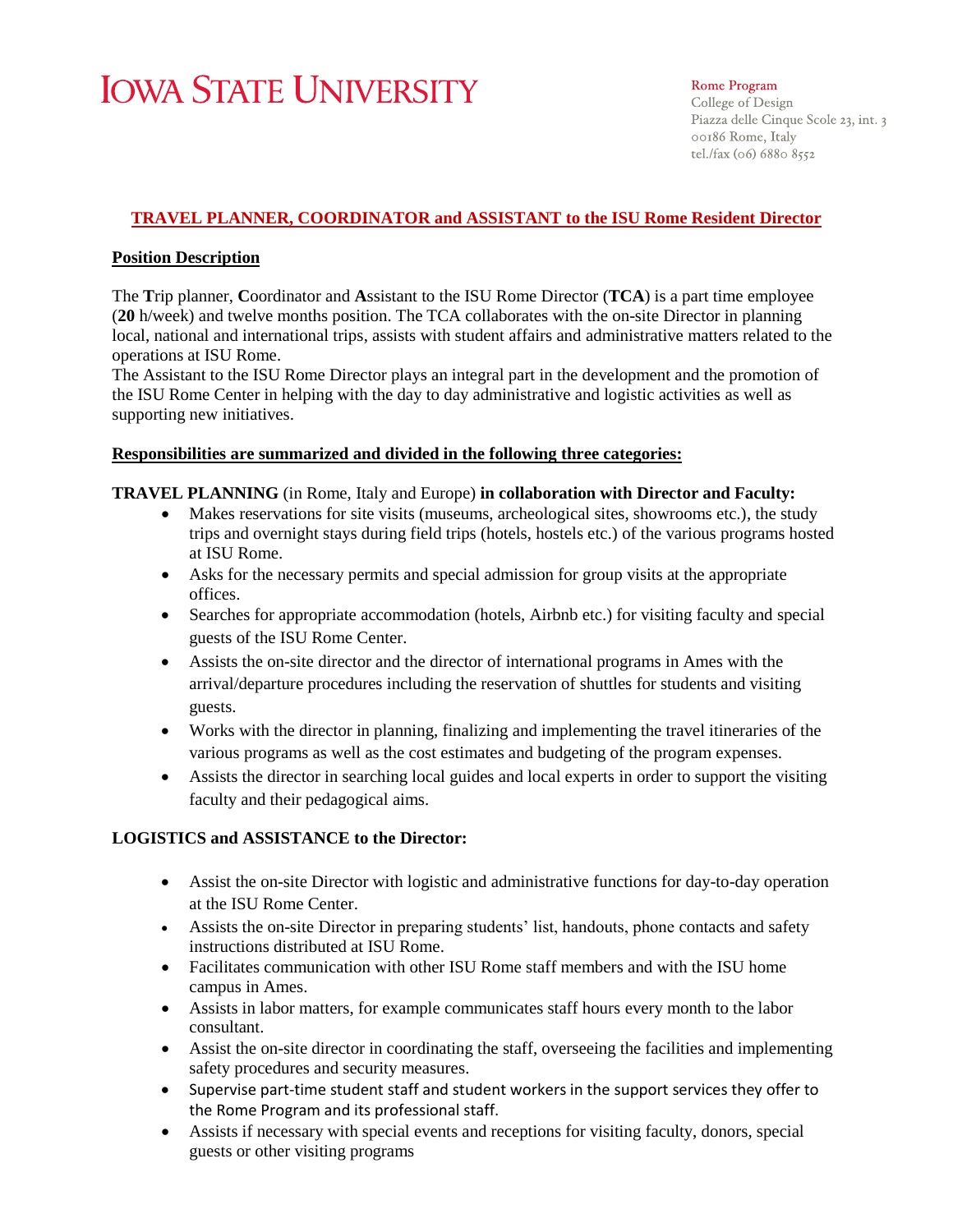# IOWA STATE UNIVERSITY

Rome Program
College of Design
Piazza delle Cinque Scole 23, int. 3
00186 Rome, Italy
tel./fax (06) 6880 8552

## TRAVEL PLANNER, COORDINATOR and ASSISTANT to the ISU Rome Resident Director

### Position Description

The **T**rip planner, **C**oordinator and **A**ssistant to the ISU Rome Director (**TCA**) is a part time employee (**20** h/week) and twelve months position. The TCA collaborates with the on-site Director in planning local, national and international trips, assists with student affairs and administrative matters related to the operations at ISU Rome.
The Assistant to the ISU Rome Director plays an integral part in the development and the promotion of the ISU Rome Center in helping with the day to day administrative and logistic activities as well as supporting new initiatives.

### Responsibilities are summarized and divided in the following three categories:

**TRAVEL PLANNING** (in Rome, Italy and Europe) **in collaboration with Director and Faculty:**

- Makes reservations for site visits (museums, archeological sites, showrooms etc.), the study trips and overnight stays during field trips (hotels, hostels etc.) of the various programs hosted at ISU Rome.
- Asks for the necessary permits and special admission for group visits at the appropriate offices.
- Searches for appropriate accommodation (hotels, Airbnb etc.) for visiting faculty and special guests of the ISU Rome Center.
- Assists the on-site director and the director of international programs in Ames with the arrival/departure procedures including the reservation of shuttles for students and visiting guests.
- Works with the director in planning, finalizing and implementing the travel itineraries of the various programs as well as the cost estimates and budgeting of the program expenses.
- Assists the director in searching local guides and local experts in order to support the visiting faculty and their pedagogical aims.

**LOGISTICS and ASSISTANCE to the Director:**

- Assist the on-site Director with logistic and administrative functions for day-to-day operation at the ISU Rome Center.
- Assists the on-site Director in preparing students' list, handouts, phone contacts and safety instructions distributed at ISU Rome.
- Facilitates communication with other ISU Rome staff members and with the ISU home campus in Ames.
- Assists in labor matters, for example communicates staff hours every month to the labor consultant.
- Assist the on-site director in coordinating the staff, overseeing the facilities and implementing safety procedures and security measures.
- Supervise part-time student staff and student workers in the support services they offer to the Rome Program and its professional staff.
- Assists if necessary with special events and receptions for visiting faculty, donors, special guests or other visiting programs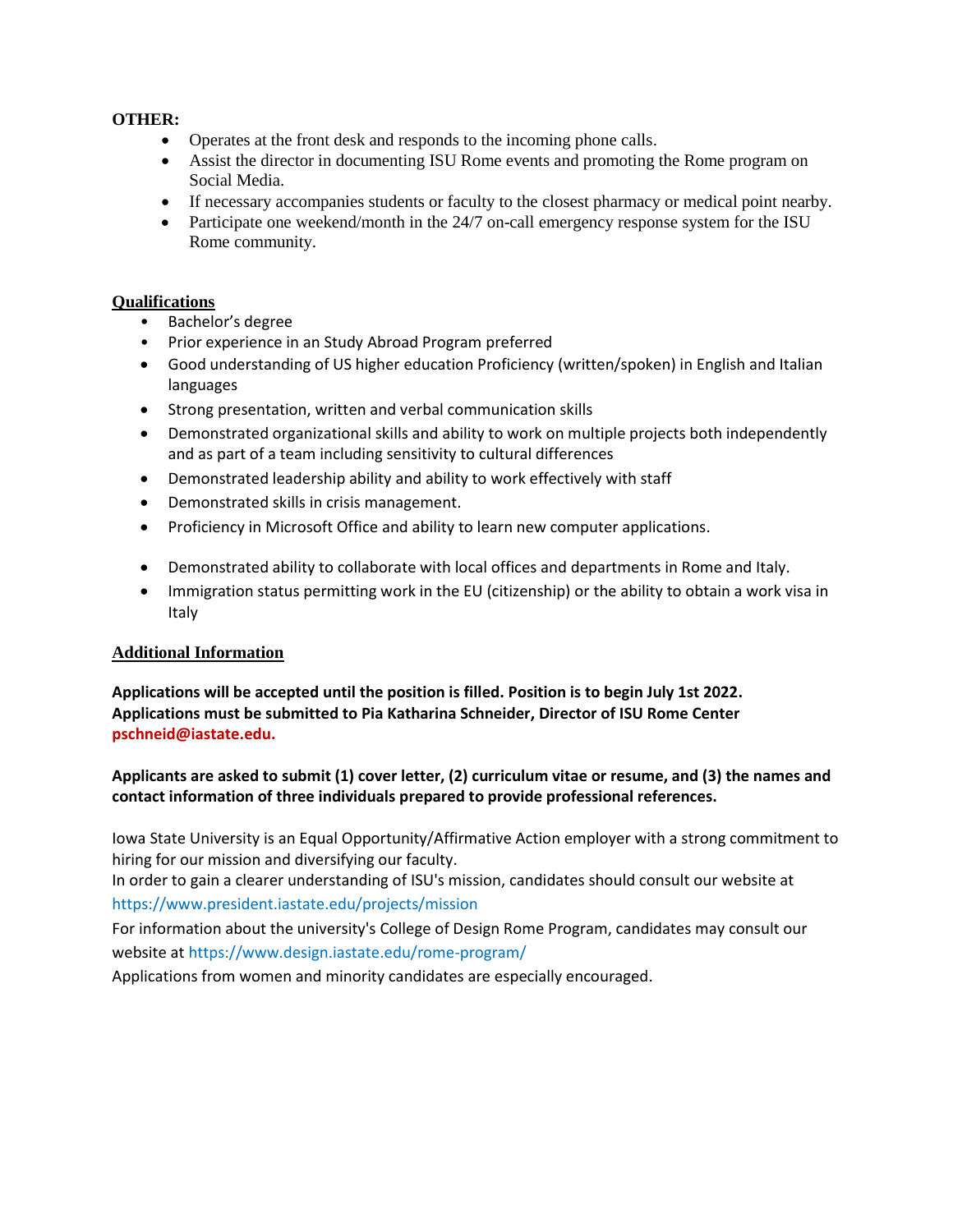**OTHER:**

- Operates at the front desk and responds to the incoming phone calls.
- Assist the director in documenting ISU Rome events and promoting the Rome program on Social Media.
- If necessary accompanies students or faculty to the closest pharmacy or medical point nearby.
- Participate one weekend/month in the 24/7 on-call emergency response system for the ISU Rome community.

## Qualifications

- Bachelor's degree
- Prior experience in an Study Abroad Program preferred
- Good understanding of US higher education Proficiency (written/spoken) in English and Italian languages
- Strong presentation, written and verbal communication skills
- Demonstrated organizational skills and ability to work on multiple projects both independently and as part of a team including sensitivity to cultural differences
- Demonstrated leadership ability and ability to work effectively with staff
- Demonstrated skills in crisis management.
- Proficiency in Microsoft Office and ability to learn new computer applications.
- Demonstrated ability to collaborate with local offices and departments in Rome and Italy.
- Immigration status permitting work in the EU (citizenship) or the ability to obtain a work visa in Italy

## Additional Information

**Applications will be accepted until the position is filled. Position is to begin July 1st 2022. Applications must be submitted to Pia Katharina Schneider, Director of ISU Rome Center pschneid@iastate.edu.**

**Applicants are asked to submit (1) cover letter, (2) curriculum vitae or resume, and (3) the names and contact information of three individuals prepared to provide professional references.**

Iowa State University is an Equal Opportunity/Affirmative Action employer with a strong commitment to hiring for our mission and diversifying our faculty.
In order to gain a clearer understanding of ISU's mission, candidates should consult our website at https://www.president.iastate.edu/projects/mission
For information about the university's College of Design Rome Program, candidates may consult our website at https://www.design.iastate.edu/rome-program/
Applications from women and minority candidates are especially encouraged.